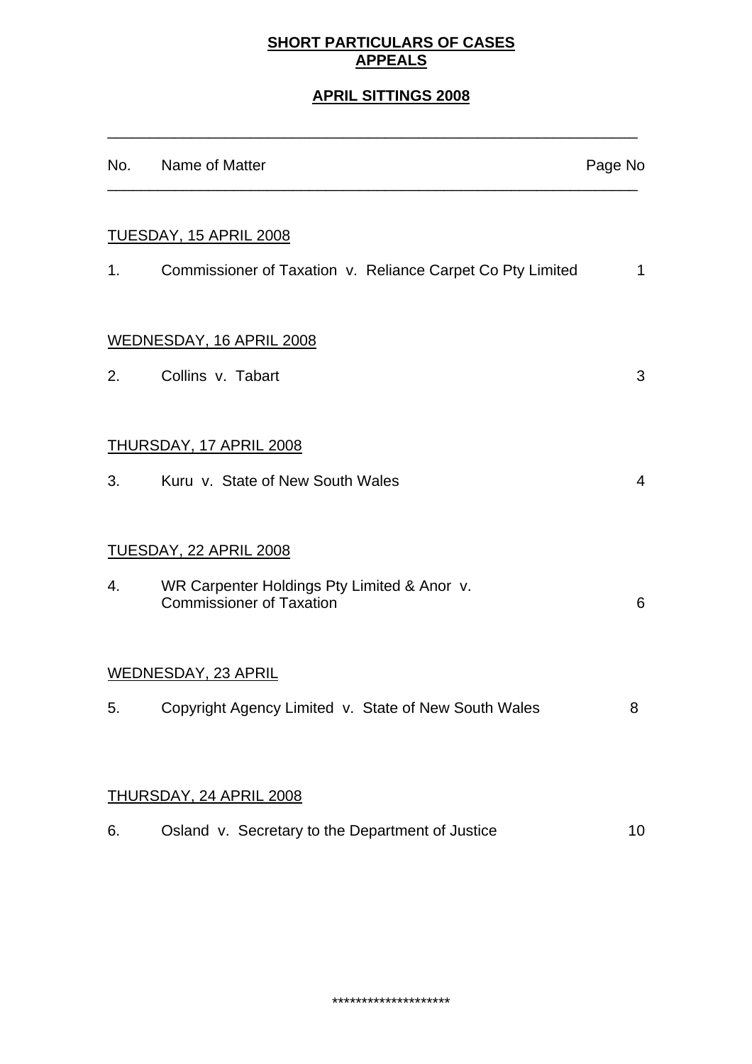**SHORT PARTICULARS OF CASES**
**APPEALS**

**APRIL SITTINGS 2008**

| No. | Name of Matter | Page No |
|---|---|---|
| | TUESDAY, 15 APRIL 2008 | |
| 1. | Commissioner of Taxation v. Reliance Carpet Co Pty Limited | 1 |
| | WEDNESDAY, 16 APRIL 2008 | |
| 2. | Collins v. Tabart | 3 |
| | THURSDAY, 17 APRIL 2008 | |
| 3. | Kuru v. State of New South Wales | 4 |
| | TUESDAY, 22 APRIL 2008 | |
| 4. | WR Carpenter Holdings Pty Limited & Anor v. Commissioner of Taxation | 6 |
| | WEDNESDAY, 23 APRIL | |
| 5. | Copyright Agency Limited v. State of New South Wales | 8 |
| | THURSDAY, 24 APRIL 2008 | |
| 6. | Osland v. Secretary to the Department of Justice | 10 |

********************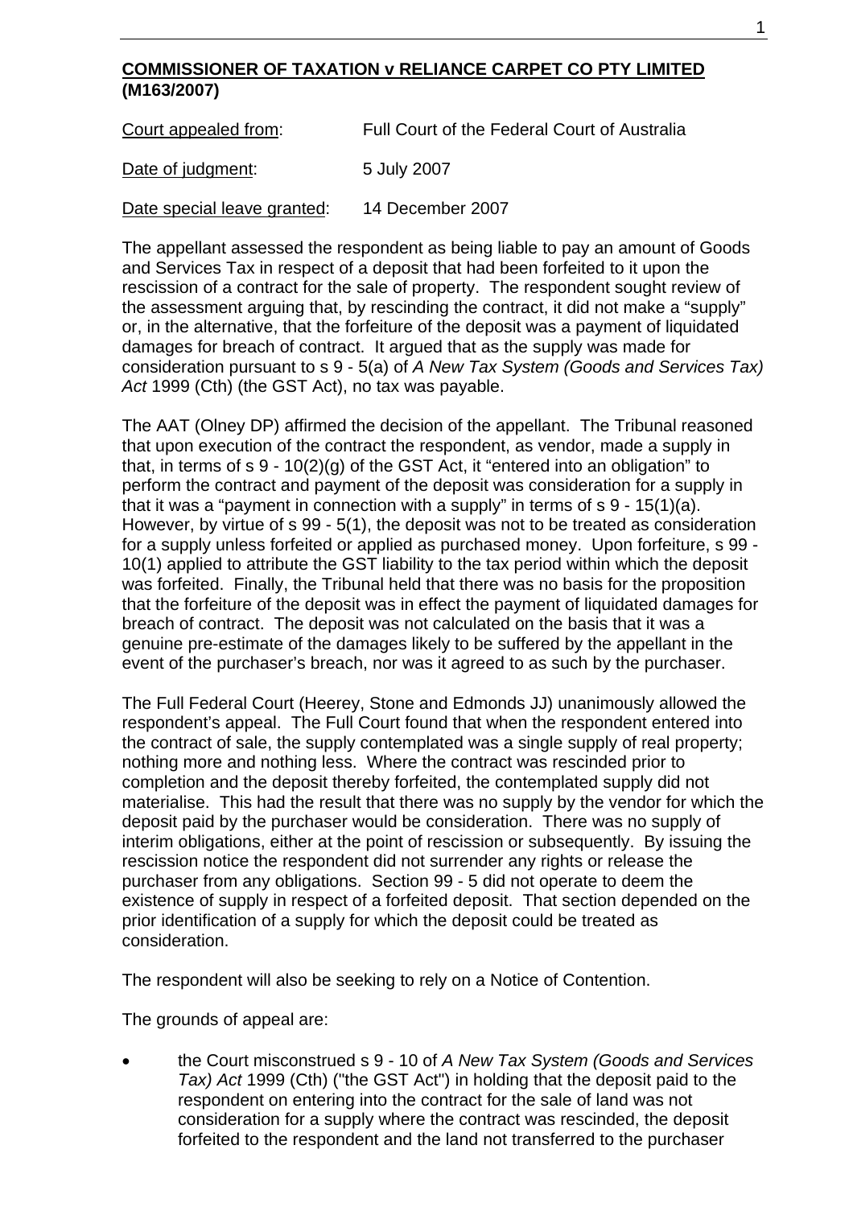**COMMISSIONER OF TAXATION v RELIANCE CARPET CO PTY LIMITED (M163/2007)**

Court appealed from: Full Court of the Federal Court of Australia

Date of judgment: 5 July 2007

Date special leave granted: 14 December 2007

The appellant assessed the respondent as being liable to pay an amount of Goods and Services Tax in respect of a deposit that had been forfeited to it upon the rescission of a contract for the sale of property. The respondent sought review of the assessment arguing that, by rescinding the contract, it did not make a "supply" or, in the alternative, that the forfeiture of the deposit was a payment of liquidated damages for breach of contract. It argued that as the supply was made for consideration pursuant to s 9 - 5(a) of *A New Tax System (Goods and Services Tax) Act* 1999 (Cth) (the GST Act), no tax was payable.

The AAT (Olney DP) affirmed the decision of the appellant. The Tribunal reasoned that upon execution of the contract the respondent, as vendor, made a supply in that, in terms of s 9 - 10(2)(g) of the GST Act, it "entered into an obligation" to perform the contract and payment of the deposit was consideration for a supply in that it was a "payment in connection with a supply" in terms of s 9 - 15(1)(a). However, by virtue of s 99 - 5(1), the deposit was not to be treated as consideration for a supply unless forfeited or applied as purchased money. Upon forfeiture, s 99 - 10(1) applied to attribute the GST liability to the tax period within which the deposit was forfeited. Finally, the Tribunal held that there was no basis for the proposition that the forfeiture of the deposit was in effect the payment of liquidated damages for breach of contract. The deposit was not calculated on the basis that it was a genuine pre-estimate of the damages likely to be suffered by the appellant in the event of the purchaser's breach, nor was it agreed to as such by the purchaser.

The Full Federal Court (Heerey, Stone and Edmonds JJ) unanimously allowed the respondent's appeal. The Full Court found that when the respondent entered into the contract of sale, the supply contemplated was a single supply of real property; nothing more and nothing less. Where the contract was rescinded prior to completion and the deposit thereby forfeited, the contemplated supply did not materialise. This had the result that there was no supply by the vendor for which the deposit paid by the purchaser would be consideration. There was no supply of interim obligations, either at the point of rescission or subsequently. By issuing the rescission notice the respondent did not surrender any rights or release the purchaser from any obligations. Section 99 - 5 did not operate to deem the existence of supply in respect of a forfeited deposit. That section depended on the prior identification of a supply for which the deposit could be treated as consideration.

The respondent will also be seeking to rely on a Notice of Contention.

The grounds of appeal are:

- the Court misconstrued s 9 - 10 of *A New Tax System (Goods and Services Tax) Act* 1999 (Cth) ("the GST Act") in holding that the deposit paid to the respondent on entering into the contract for the sale of land was not consideration for a supply where the contract was rescinded, the deposit forfeited to the respondent and the land not transferred to the purchaser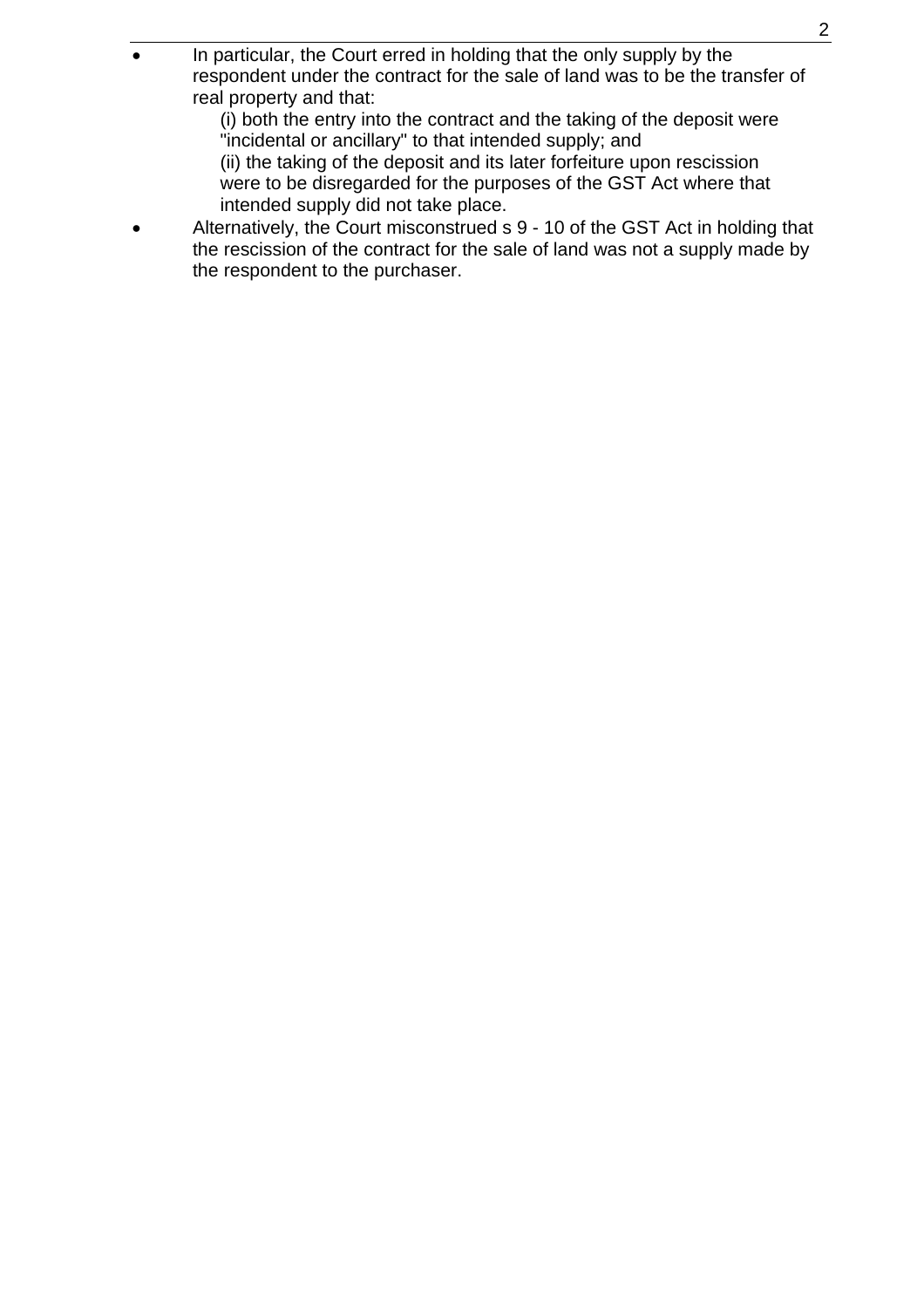- In particular, the Court erred in holding that the only supply by the respondent under the contract for the sale of land was to be the transfer of real property and that:

  (i) both the entry into the contract and the taking of the deposit were "incidental or ancillary" to that intended supply; and

  (ii) the taking of the deposit and its later forfeiture upon rescission were to be disregarded for the purposes of the GST Act where that intended supply did not take place.
- Alternatively, the Court misconstrued s 9 - 10 of the GST Act in holding that the rescission of the contract for the sale of land was not a supply made by the respondent to the purchaser.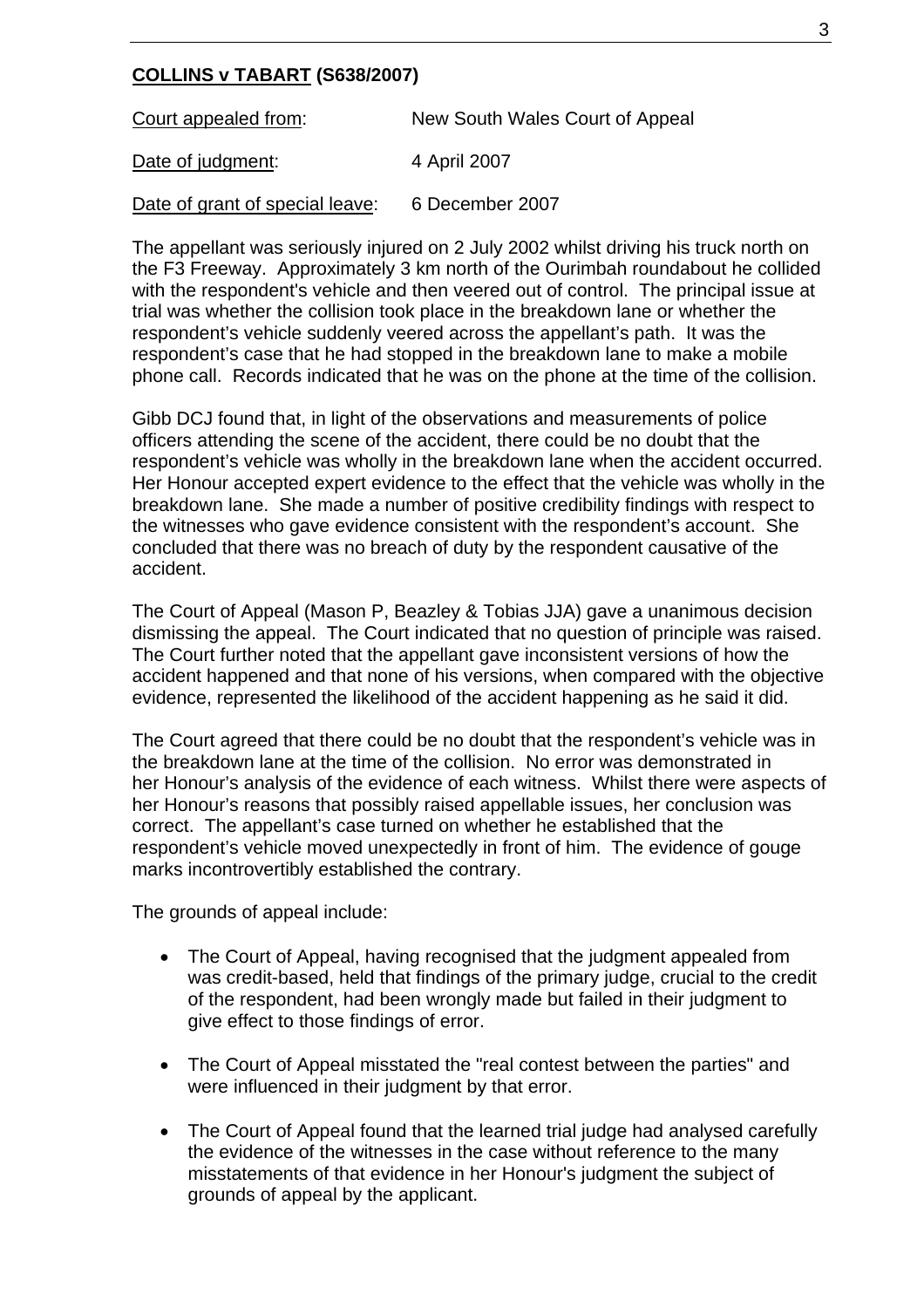**COLLINS v TABART (S638/2007)**

| | |
|---|---|
| Court appealed from: | New South Wales Court of Appeal |
| Date of judgment: | 4 April 2007 |
| Date of grant of special leave: | 6 December 2007 |

The appellant was seriously injured on 2 July 2002 whilst driving his truck north on the F3 Freeway. Approximately 3 km north of the Ourimbah roundabout he collided with the respondent's vehicle and then veered out of control. The principal issue at trial was whether the collision took place in the breakdown lane or whether the respondent's vehicle suddenly veered across the appellant's path. It was the respondent's case that he had stopped in the breakdown lane to make a mobile phone call. Records indicated that he was on the phone at the time of the collision.

Gibb DCJ found that, in light of the observations and measurements of police officers attending the scene of the accident, there could be no doubt that the respondent's vehicle was wholly in the breakdown lane when the accident occurred. Her Honour accepted expert evidence to the effect that the vehicle was wholly in the breakdown lane. She made a number of positive credibility findings with respect to the witnesses who gave evidence consistent with the respondent's account. She concluded that there was no breach of duty by the respondent causative of the accident.

The Court of Appeal (Mason P, Beazley & Tobias JJA) gave a unanimous decision dismissing the appeal. The Court indicated that no question of principle was raised. The Court further noted that the appellant gave inconsistent versions of how the accident happened and that none of his versions, when compared with the objective evidence, represented the likelihood of the accident happening as he said it did.

The Court agreed that there could be no doubt that the respondent's vehicle was in the breakdown lane at the time of the collision. No error was demonstrated in her Honour's analysis of the evidence of each witness. Whilst there were aspects of her Honour's reasons that possibly raised appellable issues, her conclusion was correct. The appellant's case turned on whether he established that the respondent's vehicle moved unexpectedly in front of him. The evidence of gouge marks incontrovertibly established the contrary.

The grounds of appeal include:

- The Court of Appeal, having recognised that the judgment appealed from was credit-based, held that findings of the primary judge, crucial to the credit of the respondent, had been wrongly made but failed in their judgment to give effect to those findings of error.
- The Court of Appeal misstated the "real contest between the parties" and were influenced in their judgment by that error.
- The Court of Appeal found that the learned trial judge had analysed carefully the evidence of the witnesses in the case without reference to the many misstatements of that evidence in her Honour's judgment the subject of grounds of appeal by the applicant.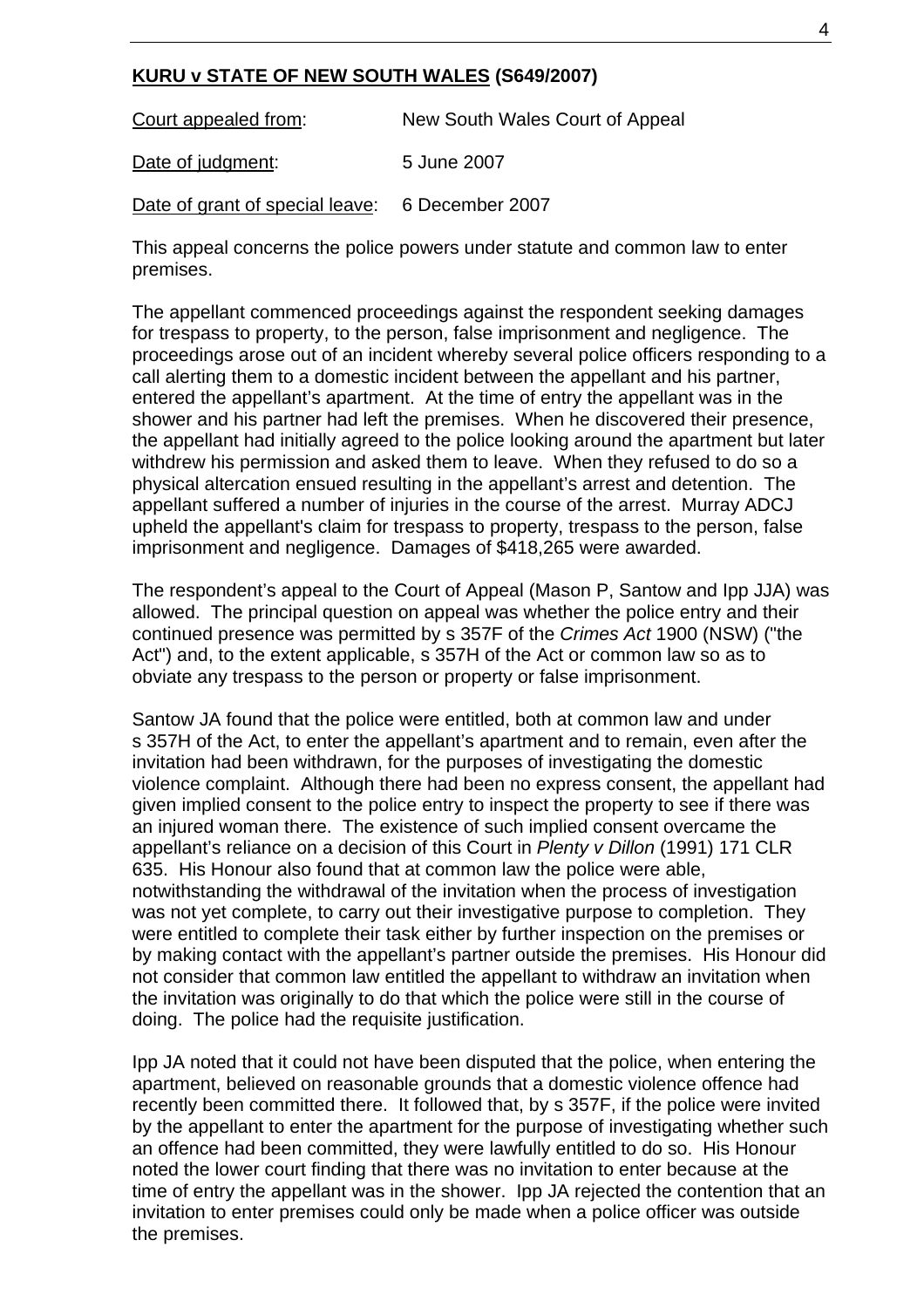## **KURU v STATE OF NEW SOUTH WALES (S649/2007)**

| | |
|---|---|
| Court appealed from: | New South Wales Court of Appeal |
| Date of judgment: | 5 June 2007 |
| Date of grant of special leave: | 6 December 2007 |

This appeal concerns the police powers under statute and common law to enter premises.

The appellant commenced proceedings against the respondent seeking damages for trespass to property, to the person, false imprisonment and negligence. The proceedings arose out of an incident whereby several police officers responding to a call alerting them to a domestic incident between the appellant and his partner, entered the appellant's apartment. At the time of entry the appellant was in the shower and his partner had left the premises. When he discovered their presence, the appellant had initially agreed to the police looking around the apartment but later withdrew his permission and asked them to leave. When they refused to do so a physical altercation ensued resulting in the appellant's arrest and detention. The appellant suffered a number of injuries in the course of the arrest. Murray ADCJ upheld the appellant's claim for trespass to property, trespass to the person, false imprisonment and negligence. Damages of $418,265 were awarded.

The respondent's appeal to the Court of Appeal (Mason P, Santow and Ipp JJA) was allowed. The principal question on appeal was whether the police entry and their continued presence was permitted by s 357F of the *Crimes Act* 1900 (NSW) ("the Act") and, to the extent applicable, s 357H of the Act or common law so as to obviate any trespass to the person or property or false imprisonment.

Santow JA found that the police were entitled, both at common law and under s 357H of the Act, to enter the appellant's apartment and to remain, even after the invitation had been withdrawn, for the purposes of investigating the domestic violence complaint. Although there had been no express consent, the appellant had given implied consent to the police entry to inspect the property to see if there was an injured woman there. The existence of such implied consent overcame the appellant's reliance on a decision of this Court in *Plenty v Dillon* (1991) 171 CLR 635. His Honour also found that at common law the police were able, notwithstanding the withdrawal of the invitation when the process of investigation was not yet complete, to carry out their investigative purpose to completion. They were entitled to complete their task either by further inspection on the premises or by making contact with the appellant's partner outside the premises. His Honour did not consider that common law entitled the appellant to withdraw an invitation when the invitation was originally to do that which the police were still in the course of doing. The police had the requisite justification.

Ipp JA noted that it could not have been disputed that the police, when entering the apartment, believed on reasonable grounds that a domestic violence offence had recently been committed there. It followed that, by s 357F, if the police were invited by the appellant to enter the apartment for the purpose of investigating whether such an offence had been committed, they were lawfully entitled to do so. His Honour noted the lower court finding that there was no invitation to enter because at the time of entry the appellant was in the shower. Ipp JA rejected the contention that an invitation to enter premises could only be made when a police officer was outside the premises.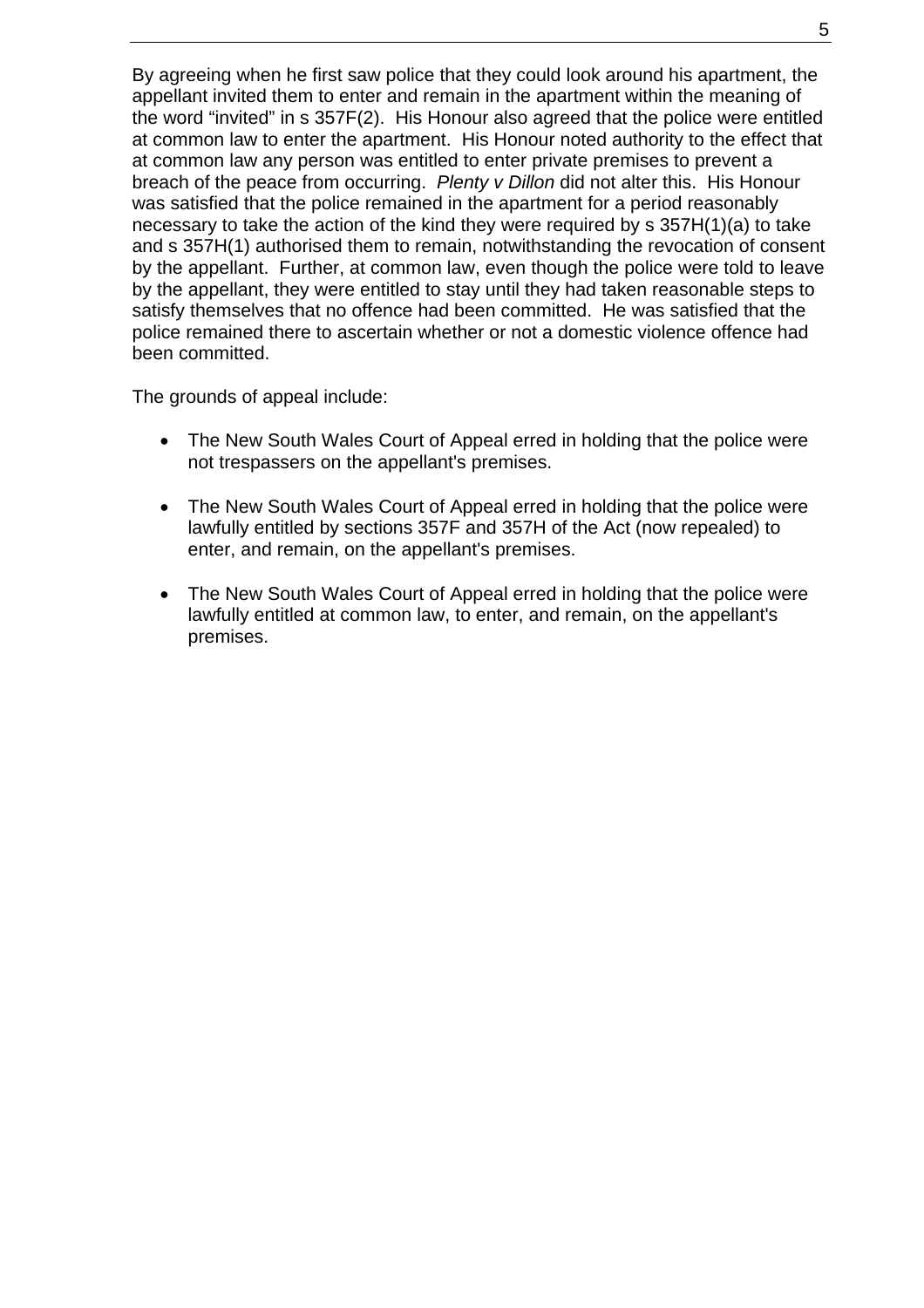By agreeing when he first saw police that they could look around his apartment, the appellant invited them to enter and remain in the apartment within the meaning of the word "invited" in s 357F(2). His Honour also agreed that the police were entitled at common law to enter the apartment. His Honour noted authority to the effect that at common law any person was entitled to enter private premises to prevent a breach of the peace from occurring. *Plenty v Dillon* did not alter this. His Honour was satisfied that the police remained in the apartment for a period reasonably necessary to take the action of the kind they were required by s 357H(1)(a) to take and s 357H(1) authorised them to remain, notwithstanding the revocation of consent by the appellant. Further, at common law, even though the police were told to leave by the appellant, they were entitled to stay until they had taken reasonable steps to satisfy themselves that no offence had been committed. He was satisfied that the police remained there to ascertain whether or not a domestic violence offence had been committed.

The grounds of appeal include:

- The New South Wales Court of Appeal erred in holding that the police were not trespassers on the appellant's premises.
- The New South Wales Court of Appeal erred in holding that the police were lawfully entitled by sections 357F and 357H of the Act (now repealed) to enter, and remain, on the appellant's premises.
- The New South Wales Court of Appeal erred in holding that the police were lawfully entitled at common law, to enter, and remain, on the appellant's premises.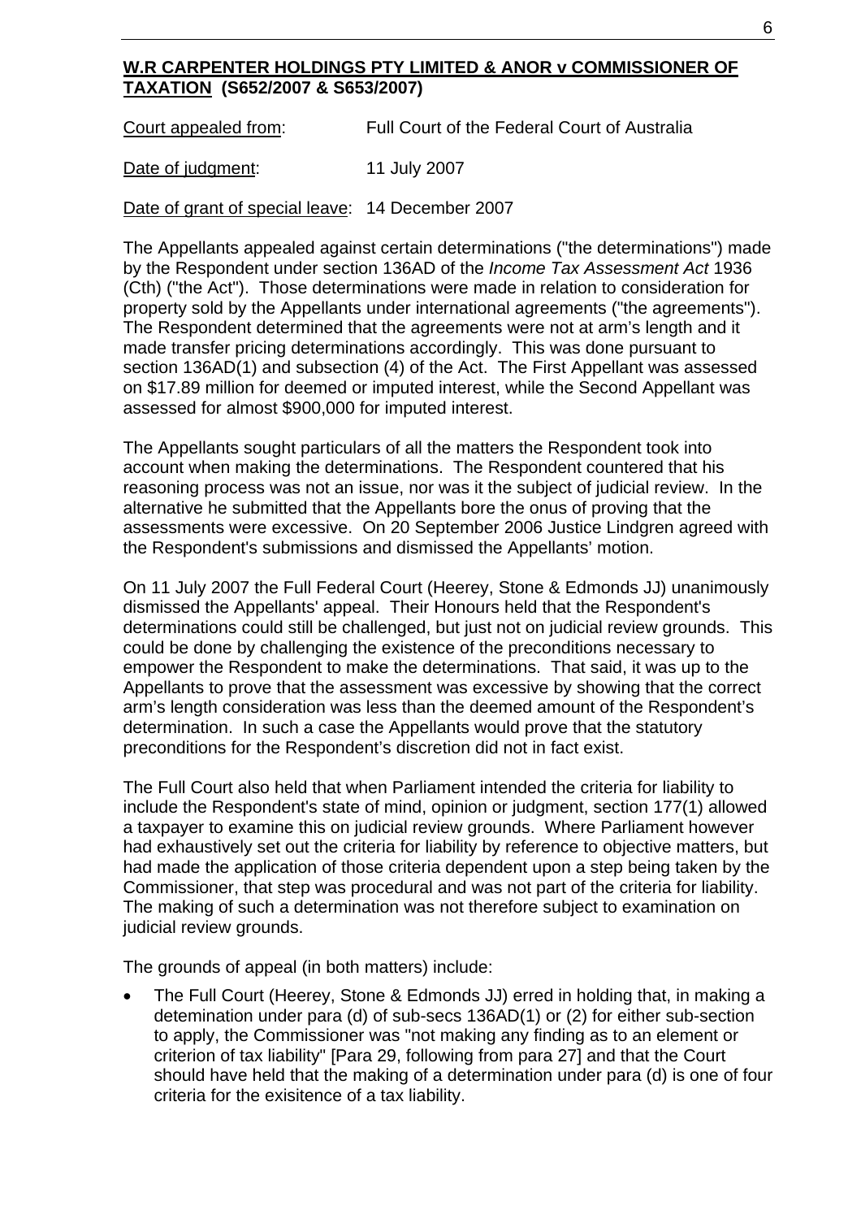## W.R CARPENTER HOLDINGS PTY LIMITED & ANOR v COMMISSIONER OF TAXATION (S652/2007 & S653/2007)

Court appealed from: Full Court of the Federal Court of Australia

Date of judgment: 11 July 2007

Date of grant of special leave: 14 December 2007

The Appellants appealed against certain determinations ("the determinations") made by the Respondent under section 136AD of the *Income Tax Assessment Act* 1936 (Cth) ("the Act"). Those determinations were made in relation to consideration for property sold by the Appellants under international agreements ("the agreements"). The Respondent determined that the agreements were not at arm's length and it made transfer pricing determinations accordingly. This was done pursuant to section 136AD(1) and subsection (4) of the Act. The First Appellant was assessed on \$17.89 million for deemed or imputed interest, while the Second Appellant was assessed for almost \$900,000 for imputed interest.

The Appellants sought particulars of all the matters the Respondent took into account when making the determinations. The Respondent countered that his reasoning process was not an issue, nor was it the subject of judicial review. In the alternative he submitted that the Appellants bore the onus of proving that the assessments were excessive. On 20 September 2006 Justice Lindgren agreed with the Respondent's submissions and dismissed the Appellants' motion.

On 11 July 2007 the Full Federal Court (Heerey, Stone & Edmonds JJ) unanimously dismissed the Appellants' appeal. Their Honours held that the Respondent's determinations could still be challenged, but just not on judicial review grounds. This could be done by challenging the existence of the preconditions necessary to empower the Respondent to make the determinations. That said, it was up to the Appellants to prove that the assessment was excessive by showing that the correct arm's length consideration was less than the deemed amount of the Respondent's determination. In such a case the Appellants would prove that the statutory preconditions for the Respondent's discretion did not in fact exist.

The Full Court also held that when Parliament intended the criteria for liability to include the Respondent's state of mind, opinion or judgment, section 177(1) allowed a taxpayer to examine this on judicial review grounds. Where Parliament however had exhaustively set out the criteria for liability by reference to objective matters, but had made the application of those criteria dependent upon a step being taken by the Commissioner, that step was procedural and was not part of the criteria for liability. The making of such a determination was not therefore subject to examination on judicial review grounds.

The grounds of appeal (in both matters) include:

- The Full Court (Heerey, Stone & Edmonds JJ) erred in holding that, in making a detemination under para (d) of sub-secs 136AD(1) or (2) for either sub-section to apply, the Commissioner was "not making any finding as to an element or criterion of tax liability" [Para 29, following from para 27] and that the Court should have held that the making of a determination under para (d) is one of four criteria for the exisitence of a tax liability.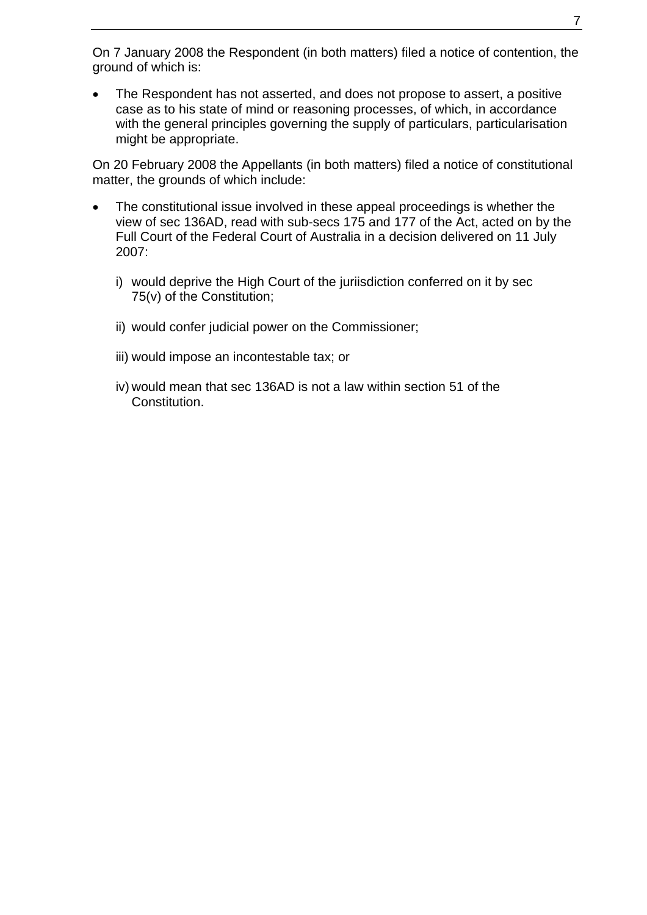On 7 January 2008 the Respondent (in both matters) filed a notice of contention, the ground of which is:

- The Respondent has not asserted, and does not propose to assert, a positive case as to his state of mind or reasoning processes, of which, in accordance with the general principles governing the supply of particulars, particularisation might be appropriate.

On 20 February 2008 the Appellants (in both matters) filed a notice of constitutional matter, the grounds of which include:

- The constitutional issue involved in these appeal proceedings is whether the view of sec 136AD, read with sub-secs 175 and 177 of the Act, acted on by the Full Court of the Federal Court of Australia in a decision delivered on 11 July 2007:

  i) would deprive the High Court of the juriisdiction conferred on it by sec 75(v) of the Constitution;

  ii) would confer judicial power on the Commissioner;

  iii) would impose an incontestable tax; or

  iv) would mean that sec 136AD is not a law within section 51 of the Constitution.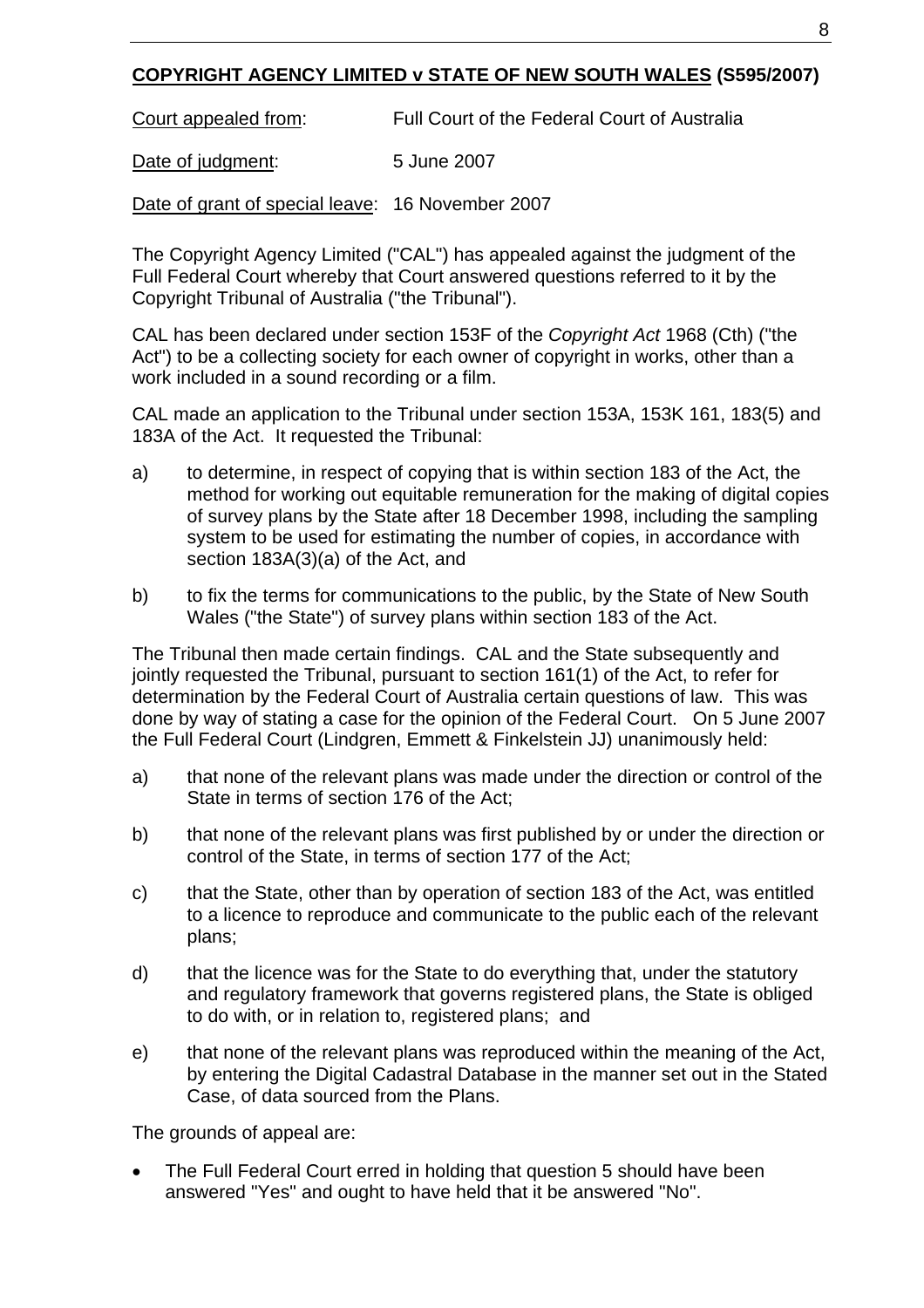## **COPYRIGHT AGENCY LIMITED v STATE OF NEW SOUTH WALES (S595/2007)**

Court appealed from: Full Court of the Federal Court of Australia

Date of judgment: 5 June 2007

Date of grant of special leave: 16 November 2007

The Copyright Agency Limited ("CAL") has appealed against the judgment of the Full Federal Court whereby that Court answered questions referred to it by the Copyright Tribunal of Australia ("the Tribunal").

CAL has been declared under section 153F of the *Copyright Act* 1968 (Cth) ("the Act") to be a collecting society for each owner of copyright in works, other than a work included in a sound recording or a film.

CAL made an application to the Tribunal under section 153A, 153K 161, 183(5) and 183A of the Act. It requested the Tribunal:

a) to determine, in respect of copying that is within section 183 of the Act, the method for working out equitable remuneration for the making of digital copies of survey plans by the State after 18 December 1998, including the sampling system to be used for estimating the number of copies, in accordance with section 183A(3)(a) of the Act, and

b) to fix the terms for communications to the public, by the State of New South Wales ("the State") of survey plans within section 183 of the Act.

The Tribunal then made certain findings. CAL and the State subsequently and jointly requested the Tribunal, pursuant to section 161(1) of the Act, to refer for determination by the Federal Court of Australia certain questions of law. This was done by way of stating a case for the opinion of the Federal Court. On 5 June 2007 the Full Federal Court (Lindgren, Emmett & Finkelstein JJ) unanimously held:

a) that none of the relevant plans was made under the direction or control of the State in terms of section 176 of the Act;

b) that none of the relevant plans was first published by or under the direction or control of the State, in terms of section 177 of the Act;

c) that the State, other than by operation of section 183 of the Act, was entitled to a licence to reproduce and communicate to the public each of the relevant plans;

d) that the licence was for the State to do everything that, under the statutory and regulatory framework that governs registered plans, the State is obliged to do with, or in relation to, registered plans; and

e) that none of the relevant plans was reproduced within the meaning of the Act, by entering the Digital Cadastral Database in the manner set out in the Stated Case, of data sourced from the Plans.

The grounds of appeal are:

- The Full Federal Court erred in holding that question 5 should have been answered "Yes" and ought to have held that it be answered "No".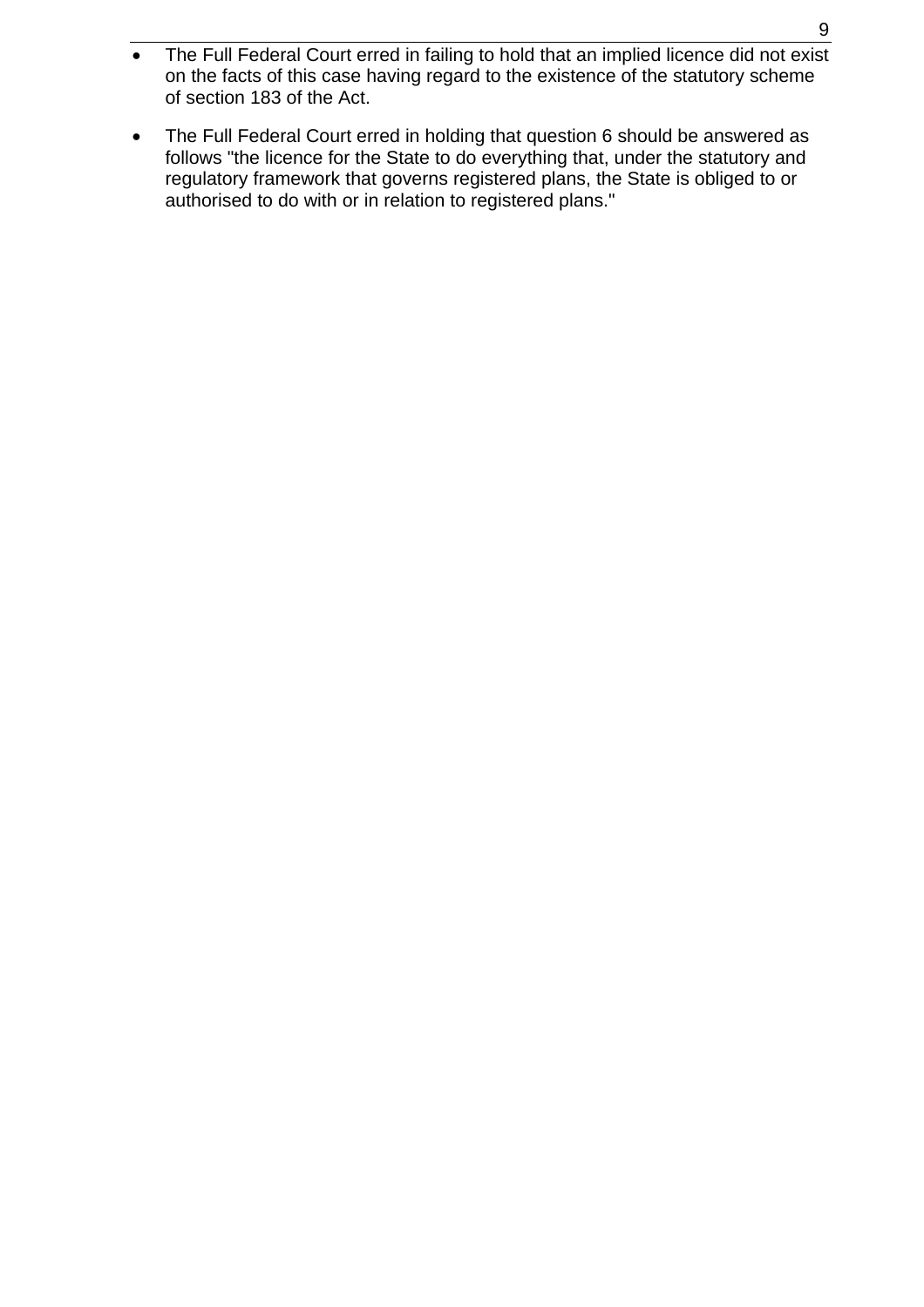- The Full Federal Court erred in failing to hold that an implied licence did not exist on the facts of this case having regard to the existence of the statutory scheme of section 183 of the Act.

- The Full Federal Court erred in holding that question 6 should be answered as follows "the licence for the State to do everything that, under the statutory and regulatory framework that governs registered plans, the State is obliged to or authorised to do with or in relation to registered plans."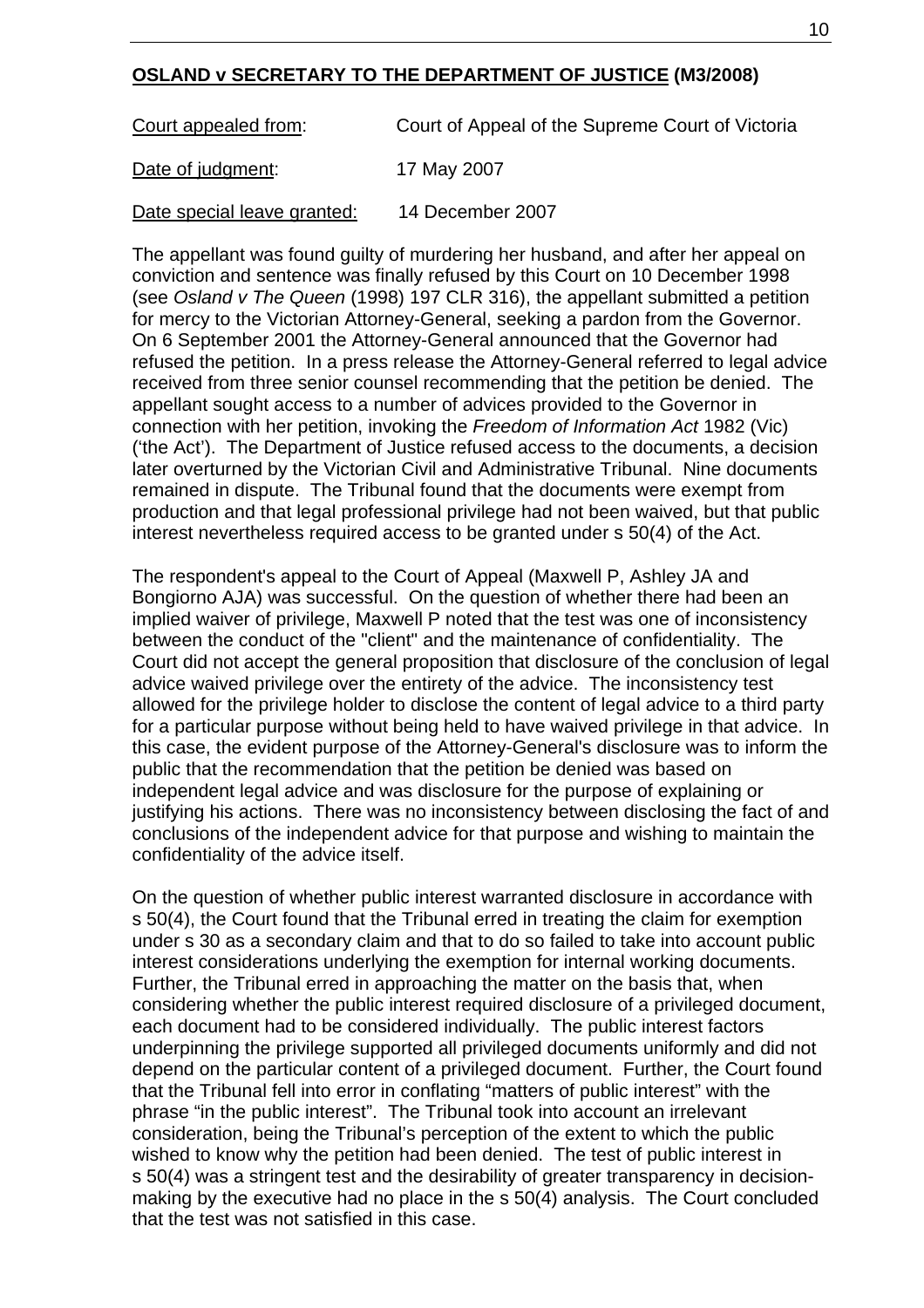## **OSLAND v SECRETARY TO THE DEPARTMENT OF JUSTICE (M3/2008)**

Court appealed from: Court of Appeal of the Supreme Court of Victoria

Date of judgment: 17 May 2007

Date special leave granted: 14 December 2007

The appellant was found guilty of murdering her husband, and after her appeal on conviction and sentence was finally refused by this Court on 10 December 1998 (see *Osland v The Queen* (1998) 197 CLR 316), the appellant submitted a petition for mercy to the Victorian Attorney-General, seeking a pardon from the Governor. On 6 September 2001 the Attorney-General announced that the Governor had refused the petition. In a press release the Attorney-General referred to legal advice received from three senior counsel recommending that the petition be denied. The appellant sought access to a number of advices provided to the Governor in connection with her petition, invoking the *Freedom of Information Act* 1982 (Vic) ('the Act'). The Department of Justice refused access to the documents, a decision later overturned by the Victorian Civil and Administrative Tribunal. Nine documents remained in dispute. The Tribunal found that the documents were exempt from production and that legal professional privilege had not been waived, but that public interest nevertheless required access to be granted under s 50(4) of the Act.

The respondent's appeal to the Court of Appeal (Maxwell P, Ashley JA and Bongiorno AJA) was successful. On the question of whether there had been an implied waiver of privilege, Maxwell P noted that the test was one of inconsistency between the conduct of the "client" and the maintenance of confidentiality. The Court did not accept the general proposition that disclosure of the conclusion of legal advice waived privilege over the entirety of the advice. The inconsistency test allowed for the privilege holder to disclose the content of legal advice to a third party for a particular purpose without being held to have waived privilege in that advice. In this case, the evident purpose of the Attorney-General's disclosure was to inform the public that the recommendation that the petition be denied was based on independent legal advice and was disclosure for the purpose of explaining or justifying his actions. There was no inconsistency between disclosing the fact of and conclusions of the independent advice for that purpose and wishing to maintain the confidentiality of the advice itself.

On the question of whether public interest warranted disclosure in accordance with s 50(4), the Court found that the Tribunal erred in treating the claim for exemption under s 30 as a secondary claim and that to do so failed to take into account public interest considerations underlying the exemption for internal working documents. Further, the Tribunal erred in approaching the matter on the basis that, when considering whether the public interest required disclosure of a privileged document, each document had to be considered individually. The public interest factors underpinning the privilege supported all privileged documents uniformly and did not depend on the particular content of a privileged document. Further, the Court found that the Tribunal fell into error in conflating "matters of public interest" with the phrase "in the public interest". The Tribunal took into account an irrelevant consideration, being the Tribunal's perception of the extent to which the public wished to know why the petition had been denied. The test of public interest in s 50(4) was a stringent test and the desirability of greater transparency in decision-making by the executive had no place in the s 50(4) analysis. The Court concluded that the test was not satisfied in this case.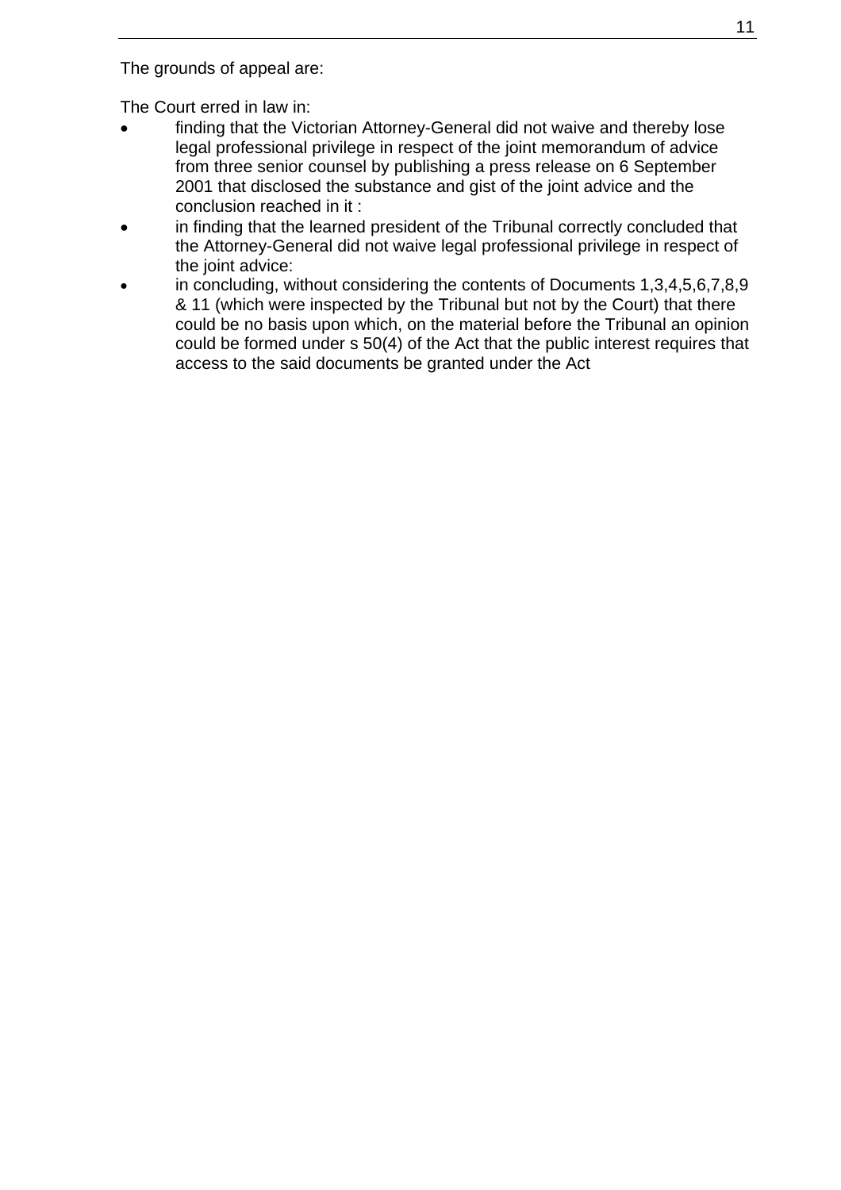The grounds of appeal are:

The Court erred in law in:

- finding that the Victorian Attorney-General did not waive and thereby lose legal professional privilege in respect of the joint memorandum of advice from three senior counsel by publishing a press release on 6 September 2001 that disclosed the substance and gist of the joint advice and the conclusion reached in it :
- in finding that the learned president of the Tribunal correctly concluded that the Attorney-General did not waive legal professional privilege in respect of the joint advice:
- in concluding, without considering the contents of Documents 1,3,4,5,6,7,8,9 & 11 (which were inspected by the Tribunal but not by the Court) that there could be no basis upon which, on the material before the Tribunal an opinion could be formed under s 50(4) of the Act that the public interest requires that access to the said documents be granted under the Act